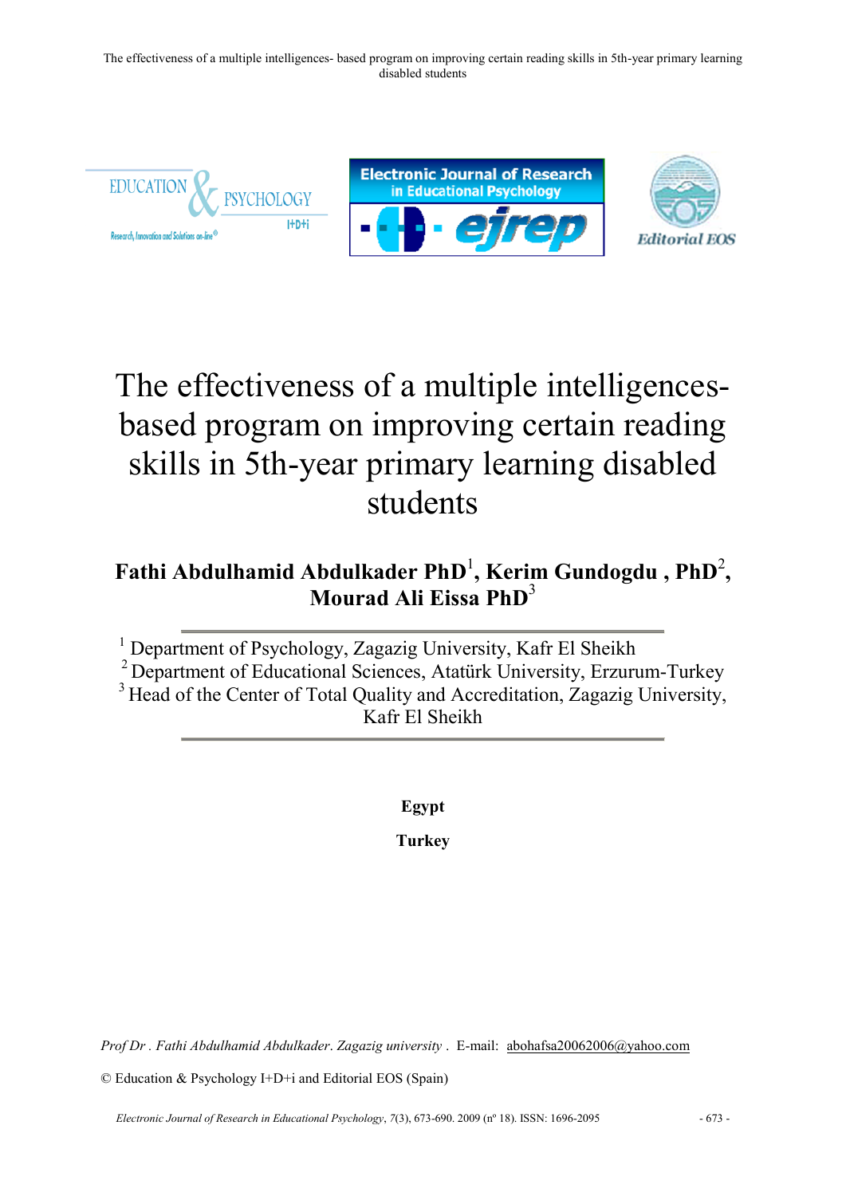# The effectiveness of a multiple intelligences-based program on improving certain reading skills in 5th-year primary learning disabled students

**Fathi Abdulhamid Abdulkader PhD[1], Kerim Gundogdu , PhD[2], Mourad Ali Eissa PhD[3]**

[1] Department of Psychology, Zagazig University, Kafr El Sheikh
[2] Department of Educational Sciences, Atatürk University, Erzurum-Turkey
[3] Head of the Center of Total Quality and Accreditation, Zagazig University, Kafr El Sheikh

**Egypt**

**Turkey**

*Prof Dr . Fathi Abdulhamid Abdulkader. Zagazig university .* E-mail: abohafsa20062006@yahoo.com

© Education & Psychology I+D+i and Editorial EOS (Spain)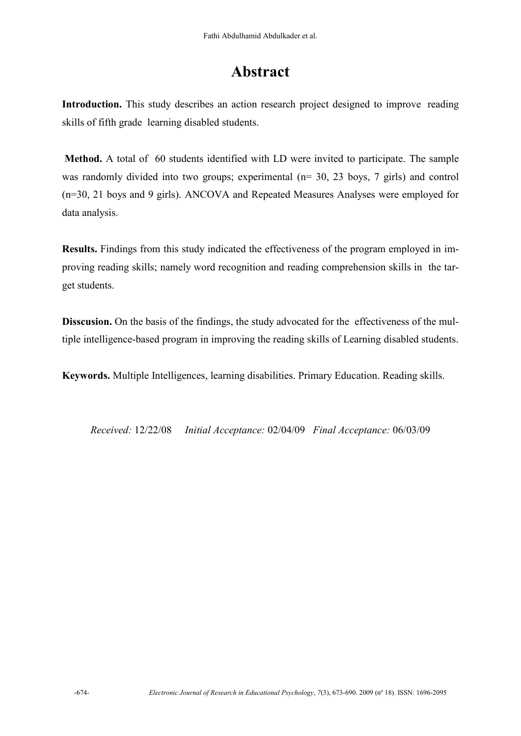# Abstract

**Introduction.** This study describes an action research project designed to improve reading skills of fifth grade learning disabled students.

**Method.** A total of 60 students identified with LD were invited to participate. The sample was randomly divided into two groups; experimental (n= 30, 23 boys, 7 girls) and control (n=30, 21 boys and 9 girls). ANCOVA and Repeated Measures Analyses were employed for data analysis.

**Results.** Findings from this study indicated the effectiveness of the program employed in improving reading skills; namely word recognition and reading comprehension skills in the target students.

**Disscusion.** On the basis of the findings, the study advocated for the effectiveness of the multiple intelligence-based program in improving the reading skills of Learning disabled students.

**Keywords.** Multiple Intelligences, learning disabilities. Primary Education. Reading skills.

*Received:* 12/22/08 *Initial Acceptance:* 02/04/09 *Final Acceptance:* 06/03/09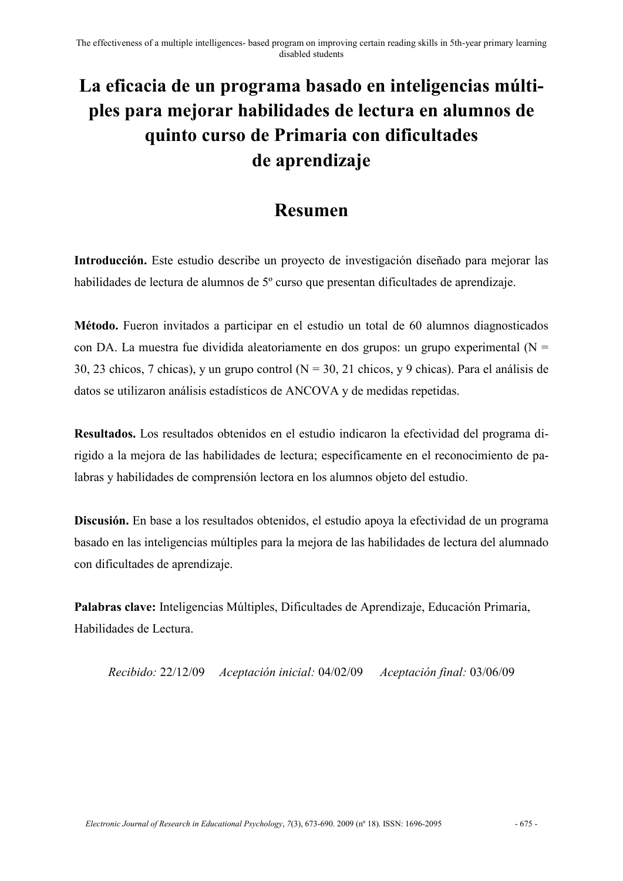# La eficacia de un programa basado en inteligencias múltiples para mejorar habilidades de lectura en alumnos de quinto curso de Primaria con dificultades de aprendizaje

## Resumen

**Introducción.** Este estudio describe un proyecto de investigación diseñado para mejorar las habilidades de lectura de alumnos de 5º curso que presentan dificultades de aprendizaje.

**Método.** Fueron invitados a participar en el estudio un total de 60 alumnos diagnosticados con DA. La muestra fue dividida aleatoriamente en dos grupos: un grupo experimental (N = 30, 23 chicos, 7 chicas), y un grupo control (N = 30, 21 chicos, y 9 chicas). Para el análisis de datos se utilizaron análisis estadísticos de ANCOVA y de medidas repetidas.

**Resultados.** Los resultados obtenidos en el estudio indicaron la efectividad del programa dirigido a la mejora de las habilidades de lectura; específicamente en el reconocimiento de palabras y habilidades de comprensión lectora en los alumnos objeto del estudio.

**Discusión.** En base a los resultados obtenidos, el estudio apoya la efectividad de un programa basado en las inteligencias múltiples para la mejora de las habilidades de lectura del alumnado con dificultades de aprendizaje.

**Palabras clave:** Inteligencias Múltiples, Dificultades de Aprendizaje, Educación Primaria, Habilidades de Lectura.

*Recibido:* 22/12/09 *Aceptación inicial:* 04/02/09 *Aceptación final:* 03/06/09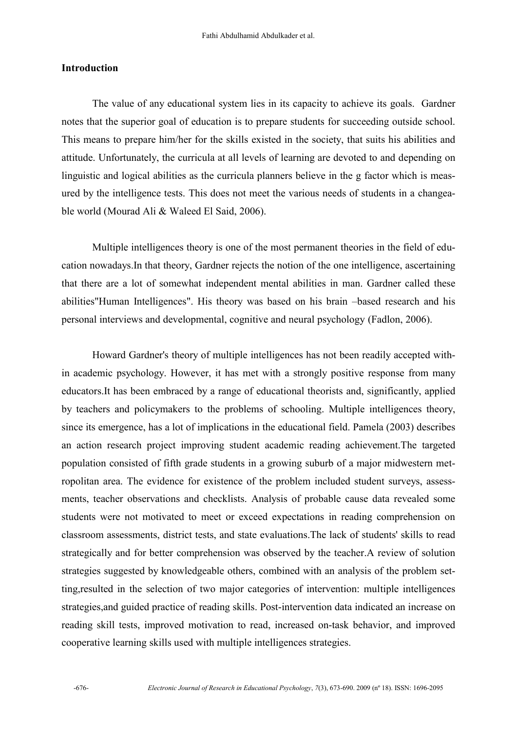## Introduction

The value of any educational system lies in its capacity to achieve its goals. Gardner notes that the superior goal of education is to prepare students for succeeding outside school. This means to prepare him/her for the skills existed in the society, that suits his abilities and attitude. Unfortunately, the curricula at all levels of learning are devoted to and depending on linguistic and logical abilities as the curricula planners believe in the g factor which is measured by the intelligence tests. This does not meet the various needs of students in a changeable world (Mourad Ali & Waleed El Said, 2006).

Multiple intelligences theory is one of the most permanent theories in the field of education nowadays.In that theory, Gardner rejects the notion of the one intelligence, ascertaining that there are a lot of somewhat independent mental abilities in man. Gardner called these abilities"Human Intelligences". His theory was based on his brain –based research and his personal interviews and developmental, cognitive and neural psychology (Fadlon, 2006).

Howard Gardner's theory of multiple intelligences has not been readily accepted within academic psychology. However, it has met with a strongly positive response from many educators.It has been embraced by a range of educational theorists and, significantly, applied by teachers and policymakers to the problems of schooling. Multiple intelligences theory, since its emergence, has a lot of implications in the educational field. Pamela (2003) describes an action research project improving student academic reading achievement.The targeted population consisted of fifth grade students in a growing suburb of a major midwestern metropolitan area. The evidence for existence of the problem included student surveys, assessments, teacher observations and checklists. Analysis of probable cause data revealed some students were not motivated to meet or exceed expectations in reading comprehension on classroom assessments, district tests, and state evaluations.The lack of students' skills to read strategically and for better comprehension was observed by the teacher.A review of solution strategies suggested by knowledgeable others, combined with an analysis of the problem setting,resulted in the selection of two major categories of intervention: multiple intelligences strategies,and guided practice of reading skills. Post-intervention data indicated an increase on reading skill tests, improved motivation to read, increased on-task behavior, and improved cooperative learning skills used with multiple intelligences strategies.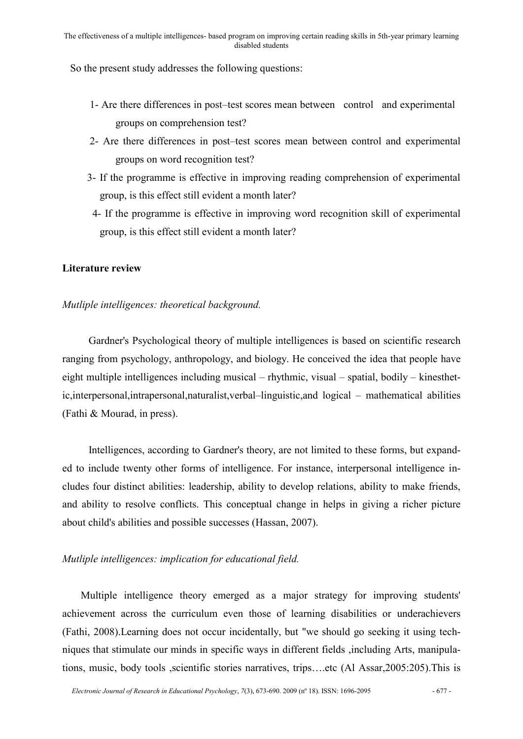So the present study addresses the following questions:

1- Are there differences in post–test scores mean between control and experimental groups on comprehension test?

2- Are there differences in post–test scores mean between control and experimental groups on word recognition test?

3- If the programme is effective in improving reading comprehension of experimental group, is this effect still evident a month later?

4- If the programme is effective in improving word recognition skill of experimental group, is this effect still evident a month later?

## Literature review

### *Mutliple intelligences: theoretical background.*

Gardner's Psychological theory of multiple intelligences is based on scientific research ranging from psychology, anthropology, and biology. He conceived the idea that people have eight multiple intelligences including musical – rhythmic, visual – spatial, bodily – kinesthetic,interpersonal,intrapersonal,naturalist,verbal–linguistic,and logical – mathematical abilities (Fathi & Mourad, in press).

Intelligences, according to Gardner's theory, are not limited to these forms, but expanded to include twenty other forms of intelligence. For instance, interpersonal intelligence includes four distinct abilities: leadership, ability to develop relations, ability to make friends, and ability to resolve conflicts. This conceptual change in helps in giving a richer picture about child's abilities and possible successes (Hassan, 2007).

### *Mutliple intelligences: implication for educational field.*

Multiple intelligence theory emerged as a major strategy for improving students' achievement across the curriculum even those of learning disabilities or underachievers (Fathi, 2008).Learning does not occur incidentally, but "we should go seeking it using techniques that stimulate our minds in specific ways in different fields ,including Arts, manipulations, music, body tools ,scientific stories narratives, trips….etc (Al Assar,2005:205).This is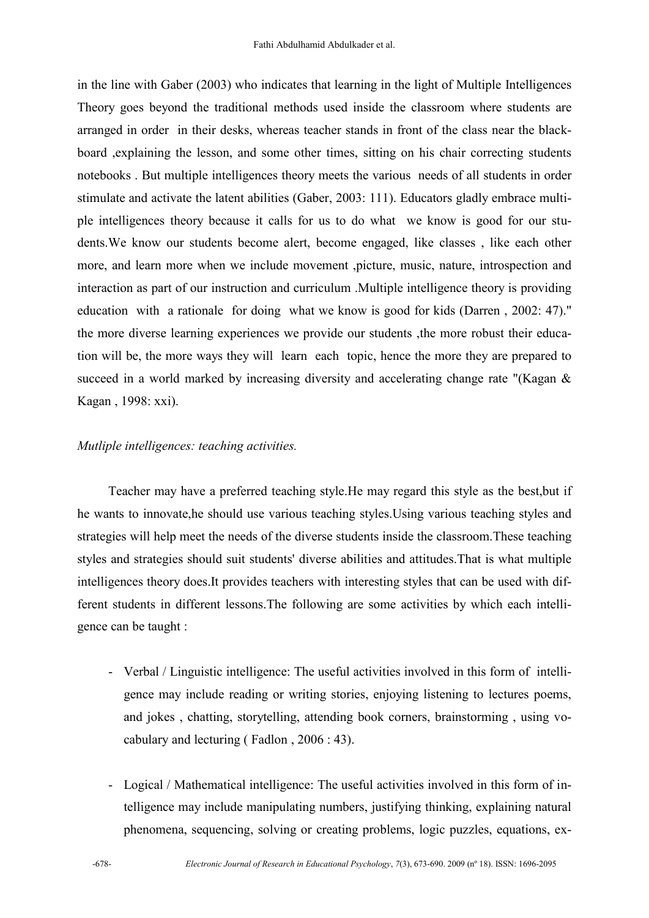in the line with Gaber (2003) who indicates that learning in the light of Multiple Intelligences Theory goes beyond the traditional methods used inside the classroom where students are arranged in order in their desks, whereas teacher stands in front of the class near the black-board ,explaining the lesson, and some other times, sitting on his chair correcting students notebooks . But multiple intelligences theory meets the various needs of all students in order stimulate and activate the latent abilities (Gaber, 2003: 111). Educators gladly embrace multiple intelligences theory because it calls for us to do what we know is good for our students.We know our students become alert, become engaged, like classes , like each other more, and learn more when we include movement ,picture, music, nature, introspection and interaction as part of our instruction and curriculum .Multiple intelligence theory is providing education with a rationale for doing what we know is good for kids (Darren , 2002: 47)." the more diverse learning experiences we provide our students ,the more robust their education will be, the more ways they will learn each topic, hence the more they are prepared to succeed in a world marked by increasing diversity and accelerating change rate "(Kagan & Kagan , 1998: xxi).

*Mutliple intelligences: teaching activities.*

Teacher may have a preferred teaching style.He may regard this style as the best,but if he wants to innovate,he should use various teaching styles.Using various teaching styles and strategies will help meet the needs of the diverse students inside the classroom.These teaching styles and strategies should suit students' diverse abilities and attitudes.That is what multiple intelligences theory does.It provides teachers with interesting styles that can be used with different students in different lessons.The following are some activities by which each intelligence can be taught :

- Verbal / Linguistic intelligence: The useful activities involved in this form of intelligence may include reading or writing stories, enjoying listening to lectures poems, and jokes , chatting, storytelling, attending book corners, brainstorming , using vocabulary and lecturing ( Fadlon , 2006 : 43).

- Logical / Mathematical intelligence: The useful activities involved in this form of intelligence may include manipulating numbers, justifying thinking, explaining natural phenomena, sequencing, solving or creating problems, logic puzzles, equations, ex-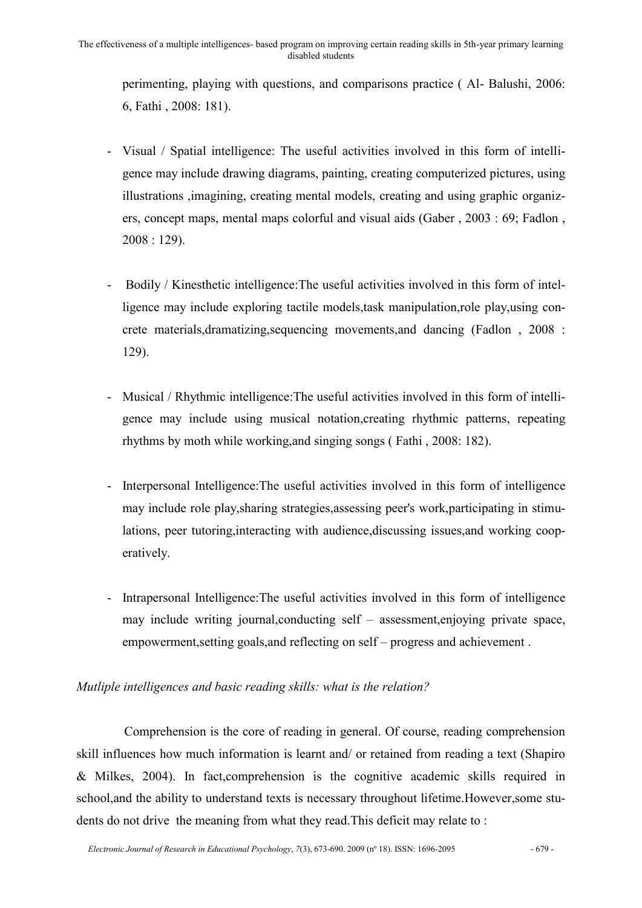perimenting, playing with questions, and comparisons practice ( Al- Balushi, 2006: 6, Fathi , 2008: 181).

- Visual / Spatial intelligence: The useful activities involved in this form of intelligence may include drawing diagrams, painting, creating computerized pictures, using illustrations ,imagining, creating mental models, creating and using graphic organizers, concept maps, mental maps colorful and visual aids (Gaber , 2003 : 69; Fadlon , 2008 : 129).

- Bodily / Kinesthetic intelligence:The useful activities involved in this form of intelligence may include exploring tactile models,task manipulation,role play,using concrete materials,dramatizing,sequencing movements,and dancing (Fadlon , 2008 : 129).

- Musical / Rhythmic intelligence:The useful activities involved in this form of intelligence may include using musical notation,creating rhythmic patterns, repeating rhythms by moth while working,and singing songs ( Fathi , 2008: 182).

- Interpersonal Intelligence:The useful activities involved in this form of intelligence may include role play,sharing strategies,assessing peer's work,participating in stimulations, peer tutoring,interacting with audience,discussing issues,and working cooperatively.

- Intrapersonal Intelligence:The useful activities involved in this form of intelligence may include writing journal,conducting self – assessment,enjoying private space, empowerment,setting goals,and reflecting on self – progress and achievement .

*Mutliple intelligences and basic reading skills: what is the relation?*

Comprehension is the core of reading in general. Of course, reading comprehension skill influences how much information is learnt and/ or retained from reading a text (Shapiro & Milkes, 2004). In fact,comprehension is the cognitive academic skills required in school,and the ability to understand texts is necessary throughout lifetime.However,some students do not drive the meaning from what they read.This deficit may relate to :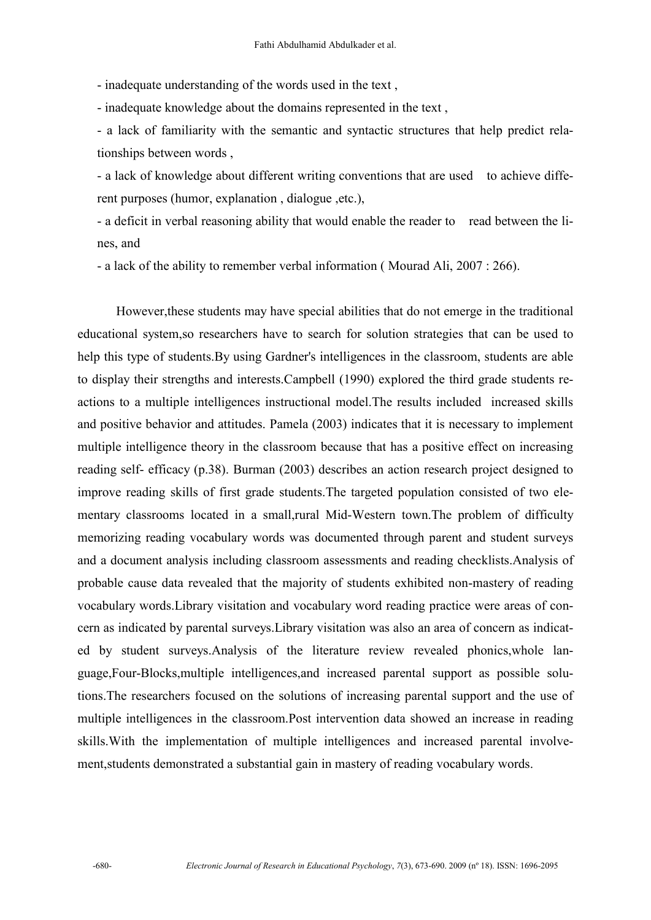- inadequate understanding of the words used in the text ,
- inadequate knowledge about the domains represented in the text ,
- a lack of familiarity with the semantic and syntactic structures that help predict relationships between words ,
- a lack of knowledge about different writing conventions that are used to achieve different purposes (humor, explanation , dialogue ,etc.),
- a deficit in verbal reasoning ability that would enable the reader to read between the lines, and
- a lack of the ability to remember verbal information ( Mourad Ali, 2007 : 266).

However,these students may have special abilities that do not emerge in the traditional educational system,so researchers have to search for solution strategies that can be used to help this type of students.By using Gardner's intelligences in the classroom, students are able to display their strengths and interests.Campbell (1990) explored the third grade students reactions to a multiple intelligences instructional model.The results included increased skills and positive behavior and attitudes. Pamela (2003) indicates that it is necessary to implement multiple intelligence theory in the classroom because that has a positive effect on increasing reading self- efficacy (p.38). Burman (2003) describes an action research project designed to improve reading skills of first grade students.The targeted population consisted of two elementary classrooms located in a small,rural Mid-Western town.The problem of difficulty memorizing reading vocabulary words was documented through parent and student surveys and a document analysis including classroom assessments and reading checklists.Analysis of probable cause data revealed that the majority of students exhibited non-mastery of reading vocabulary words.Library visitation and vocabulary word reading practice were areas of concern as indicated by parental surveys.Library visitation was also an area of concern as indicated by student surveys.Analysis of the literature review revealed phonics,whole language,Four-Blocks,multiple intelligences,and increased parental support as possible solutions.The researchers focused on the solutions of increasing parental support and the use of multiple intelligences in the classroom.Post intervention data showed an increase in reading skills.With the implementation of multiple intelligences and increased parental involvement,students demonstrated a substantial gain in mastery of reading vocabulary words.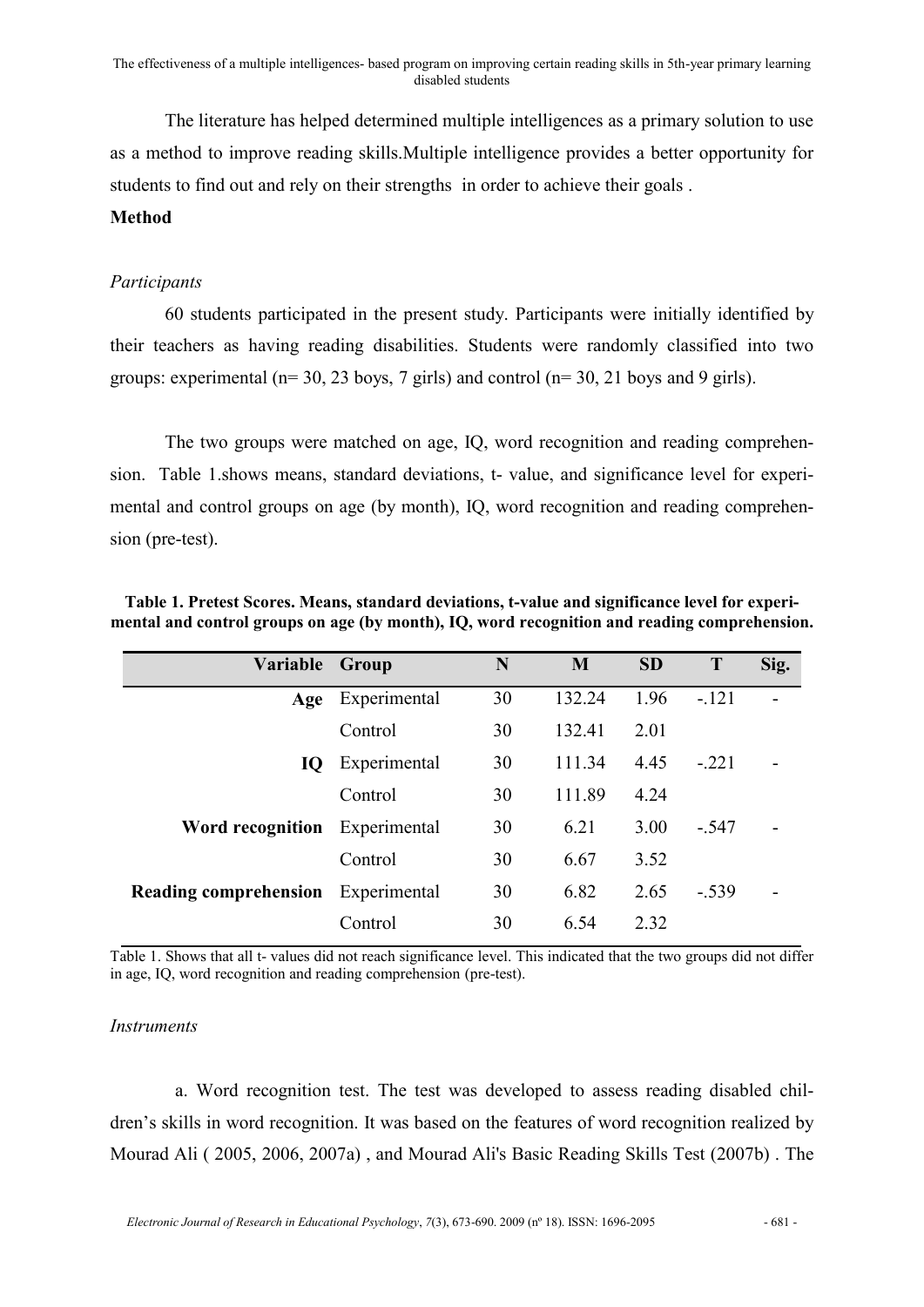The literature has helped determined multiple intelligences as a primary solution to use as a method to improve reading skills.Multiple intelligence provides a better opportunity for students to find out and rely on their strengths in order to achieve their goals .

**Method**

*Participants*

60 students participated in the present study. Participants were initially identified by their teachers as having reading disabilities. Students were randomly classified into two groups: experimental (n= 30, 23 boys, 7 girls) and control (n= 30, 21 boys and 9 girls).

The two groups were matched on age, IQ, word recognition and reading comprehension. Table 1.shows means, standard deviations, t- value, and significance level for experimental and control groups on age (by month), IQ, word recognition and reading comprehension (pre-test).

**Table 1. Pretest Scores. Means, standard deviations, t-value and significance level for experimental and control groups on age (by month), IQ, word recognition and reading comprehension.**

| Variable | Group | N | M | SD | T | Sig. |
|---|---|---|---|---|---|---|
| **Age** | Experimental | 30 | 132.24 | 1.96 | -.121 | - |
| | Control | 30 | 132.41 | 2.01 | | |
| **IQ** | Experimental | 30 | 111.34 | 4.45 | -.221 | - |
| | Control | 30 | 111.89 | 4.24 | | |
| **Word recognition** | Experimental | 30 | 6.21 | 3.00 | -.547 | - |
| | Control | 30 | 6.67 | 3.52 | | |
| **Reading comprehension** | Experimental | 30 | 6.82 | 2.65 | -.539 | - |
| | Control | 30 | 6.54 | 2.32 | | |

Table 1. Shows that all t- values did not reach significance level. This indicated that the two groups did not differ in age, IQ, word recognition and reading comprehension (pre-test).

*Instruments*

a. Word recognition test. The test was developed to assess reading disabled children's skills in word recognition. It was based on the features of word recognition realized by Mourad Ali ( 2005, 2006, 2007a) , and Mourad Ali's Basic Reading Skills Test (2007b) . The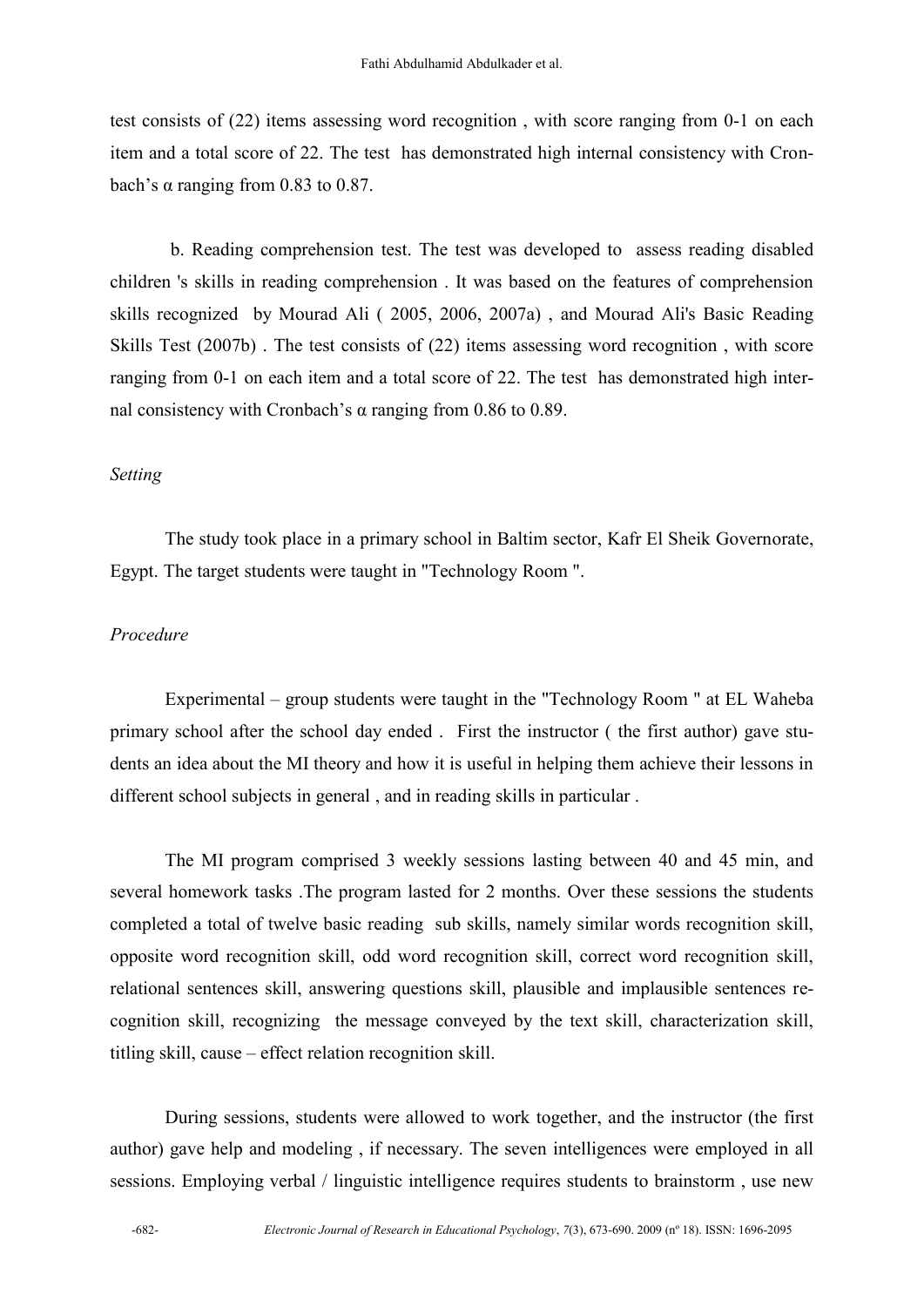test consists of (22) items assessing word recognition , with score ranging from 0-1 on each item and a total score of 22. The test has demonstrated high internal consistency with Cronbach's α ranging from 0.83 to 0.87.

b. Reading comprehension test. The test was developed to assess reading disabled children 's skills in reading comprehension . It was based on the features of comprehension skills recognized by Mourad Ali ( 2005, 2006, 2007a) , and Mourad Ali's Basic Reading Skills Test (2007b) . The test consists of (22) items assessing word recognition , with score ranging from 0-1 on each item and a total score of 22. The test has demonstrated high internal consistency with Cronbach's α ranging from 0.86 to 0.89.

*Setting*

The study took place in a primary school in Baltim sector, Kafr El Sheik Governorate, Egypt. The target students were taught in "Technology Room ".

*Procedure*

Experimental – group students were taught in the "Technology Room " at EL Waheba primary school after the school day ended . First the instructor ( the first author) gave students an idea about the MI theory and how it is useful in helping them achieve their lessons in different school subjects in general , and in reading skills in particular .

The MI program comprised 3 weekly sessions lasting between 40 and 45 min, and several homework tasks .The program lasted for 2 months. Over these sessions the students completed a total of twelve basic reading sub skills, namely similar words recognition skill, opposite word recognition skill, odd word recognition skill, correct word recognition skill, relational sentences skill, answering questions skill, plausible and implausible sentences recognition skill, recognizing the message conveyed by the text skill, characterization skill, titling skill, cause – effect relation recognition skill.

During sessions, students were allowed to work together, and the instructor (the first author) gave help and modeling , if necessary. The seven intelligences were employed in all sessions. Employing verbal / linguistic intelligence requires students to brainstorm , use new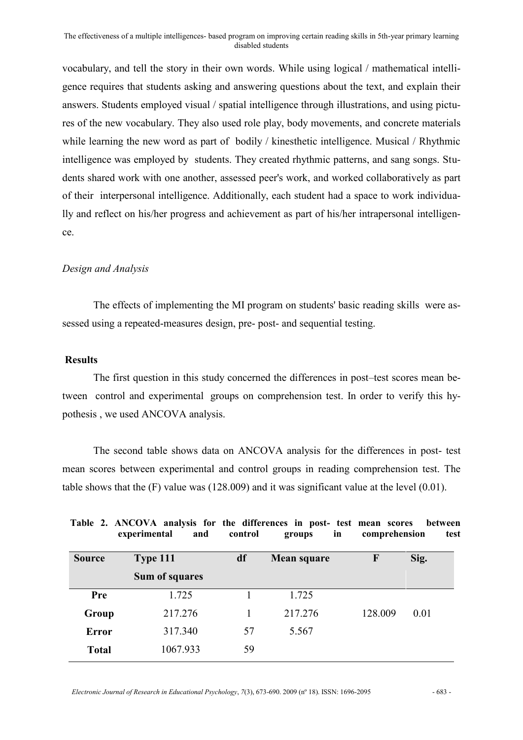vocabulary, and tell the story in their own words. While using logical / mathematical intelligence requires that students asking and answering questions about the text, and explain their answers. Students employed visual / spatial intelligence through illustrations, and using pictures of the new vocabulary. They also used role play, body movements, and concrete materials while learning the new word as part of bodily / kinesthetic intelligence. Musical / Rhythmic intelligence was employed by students. They created rhythmic patterns, and sang songs. Students shared work with one another, assessed peer's work, and worked collaboratively as part of their interpersonal intelligence. Additionally, each student had a space to work individually and reflect on his/her progress and achievement as part of his/her intrapersonal intelligence.

*Design and Analysis*

The effects of implementing the MI program on students' basic reading skills were assessed using a repeated-measures design, pre- post- and sequential testing.

**Results**

The first question in this study concerned the differences in post–test scores mean between control and experimental groups on comprehension test. In order to verify this hypothesis , we used ANCOVA analysis.

The second table shows data on ANCOVA analysis for the differences in post- test mean scores between experimental and control groups in reading comprehension test. The table shows that the (F) value was (128.009) and it was significant value at the level (0.01).

**Table 2. ANCOVA analysis for the differences in post- test mean scores between experimental and control groups in comprehension test**

| Source | Type 111 Sum of squares | df | Mean square | F | Sig. |
|---|---|---|---|---|---|
| **Pre** | 1.725 | 1 | 1.725 | | |
| **Group** | 217.276 | 1 | 217.276 | 128.009 | 0.01 |
| **Error** | 317.340 | 57 | 5.567 | | |
| **Total** | 1067.933 | 59 | | | |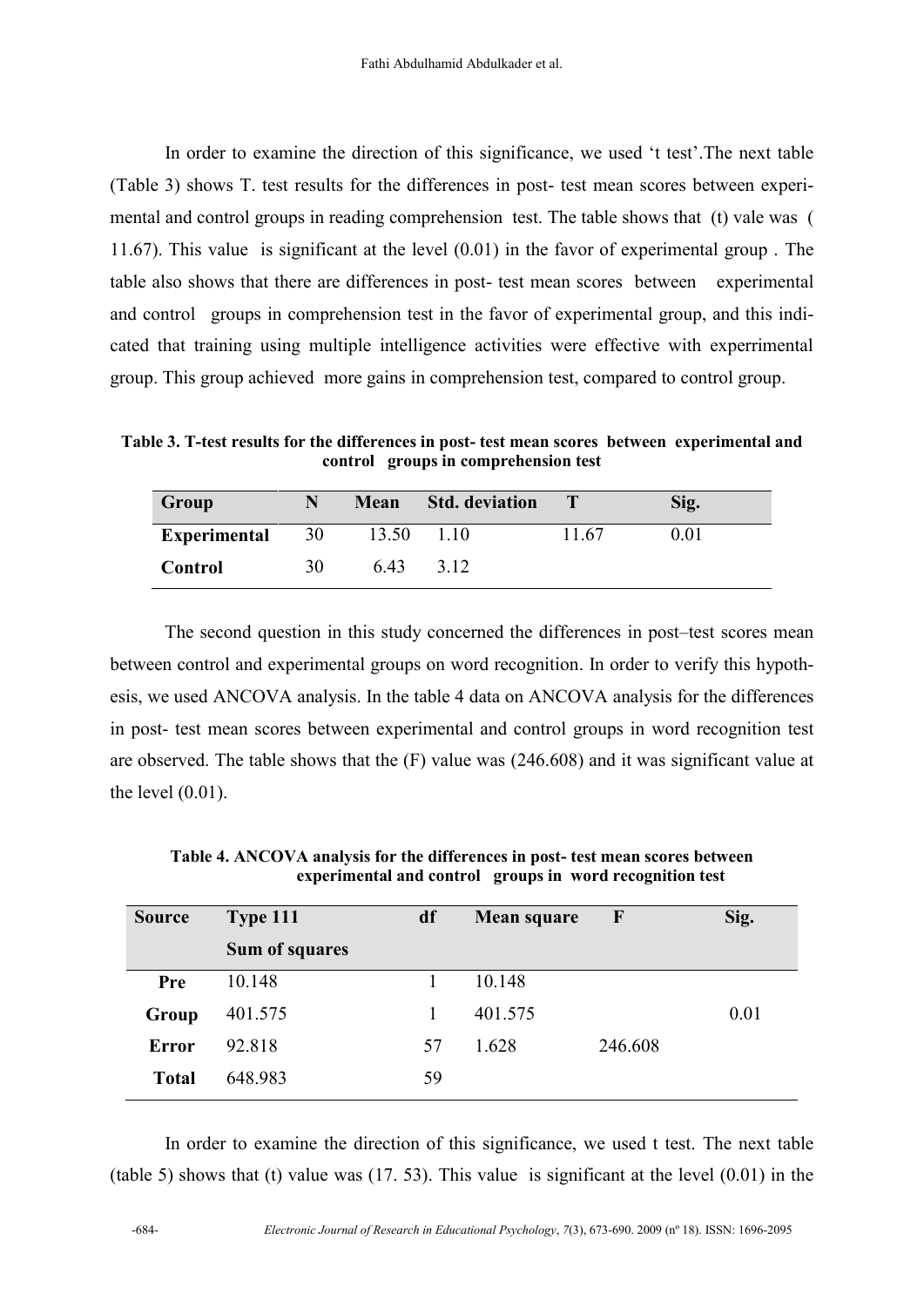In order to examine the direction of this significance, we used ‘t test’.The next table (Table 3) shows T. test results for the differences in post- test mean scores between experimental and control groups in reading comprehension test. The table shows that (t) vale was ( 11.67). This value is significant at the level (0.01) in the favor of experimental group . The table also shows that there are differences in post- test mean scores between experimental and control groups in comprehension test in the favor of experimental group, and this indicated that training using multiple intelligence activities were effective with experrimental group. This group achieved more gains in comprehension test, compared to control group.

**Table 3. T-test results for the differences in post- test mean scores between experimental and control groups in comprehension test**

| Group | N | Mean | Std. deviation | T | Sig. |
|---|---|---|---|---|---|
| **Experimental** | 30 | 13.50 | 1.10 | 11.67 | 0.01 |
| **Control** | 30 | 6.43 | 3.12 | | |

The second question in this study concerned the differences in post–test scores mean between control and experimental groups on word recognition. In order to verify this hypothesis, we used ANCOVA analysis. In the table 4 data on ANCOVA analysis for the differences in post- test mean scores between experimental and control groups in word recognition test are observed. The table shows that the (F) value was (246.608) and it was significant value at the level (0.01).

**Table 4. ANCOVA analysis for the differences in post- test mean scores between experimental and control groups in word recognition test**

| Source | Type 111 Sum of squares | df | Mean square | F | Sig. |
|---|---|---|---|---|---|
| **Pre** | 10.148 | 1 | 10.148 | | |
| **Group** | 401.575 | 1 | 401.575 | | 0.01 |
| **Error** | 92.818 | 57 | 1.628 | 246.608 | |
| **Total** | 648.983 | 59 | | | |

In order to examine the direction of this significance, we used t test. The next table (table 5) shows that (t) value was (17. 53). This value is significant at the level (0.01) in the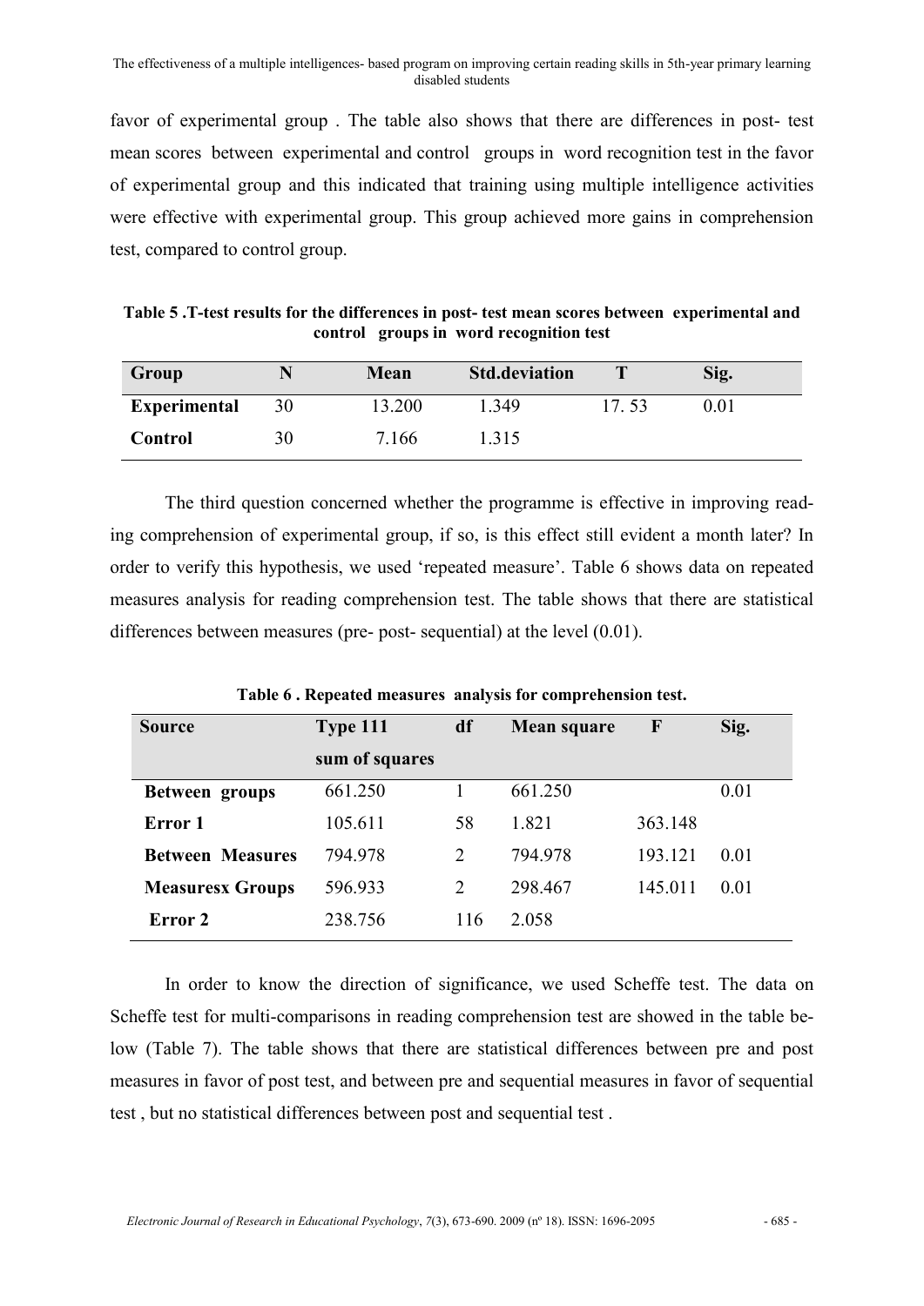favor of experimental group . The table also shows that there are differences in post- test mean scores between experimental and control groups in word recognition test in the favor of experimental group and this indicated that training using multiple intelligence activities were effective with experimental group. This group achieved more gains in comprehension test, compared to control group.

**Table 5 .T-test results for the differences in post- test mean scores between experimental and control groups in word recognition test**

| Group | N | Mean | Std.deviation | T | Sig. |
|---|---|---|---|---|---|
| **Experimental** | 30 | 13.200 | 1.349 | 17. 53 | 0.01 |
| **Control** | 30 | 7.166 | 1.315 | | |

The third question concerned whether the programme is effective in improving reading comprehension of experimental group, if so, is this effect still evident a month later? In order to verify this hypothesis, we used 'repeated measure'. Table 6 shows data on repeated measures analysis for reading comprehension test. The table shows that there are statistical differences between measures (pre- post- sequential) at the level (0.01).

**Table 6 . Repeated measures analysis for comprehension test.**

| Source | Type 111 sum of squares | df | Mean square | F | Sig. |
|---|---|---|---|---|---|
| **Between groups** | 661.250 | 1 | 661.250 | | 0.01 |
| **Error 1** | 105.611 | 58 | 1.821 | 363.148 | |
| **Between Measures** | 794.978 | 2 | 794.978 | 193.121 | 0.01 |
| **Measuresx Groups** | 596.933 | 2 | 298.467 | 145.011 | 0.01 |
| **Error 2** | 238.756 | 116 | 2.058 | | |

In order to know the direction of significance, we used Scheffe test. The data on Scheffe test for multi-comparisons in reading comprehension test are showed in the table below (Table 7). The table shows that there are statistical differences between pre and post measures in favor of post test, and between pre and sequential measures in favor of sequential test , but no statistical differences between post and sequential test .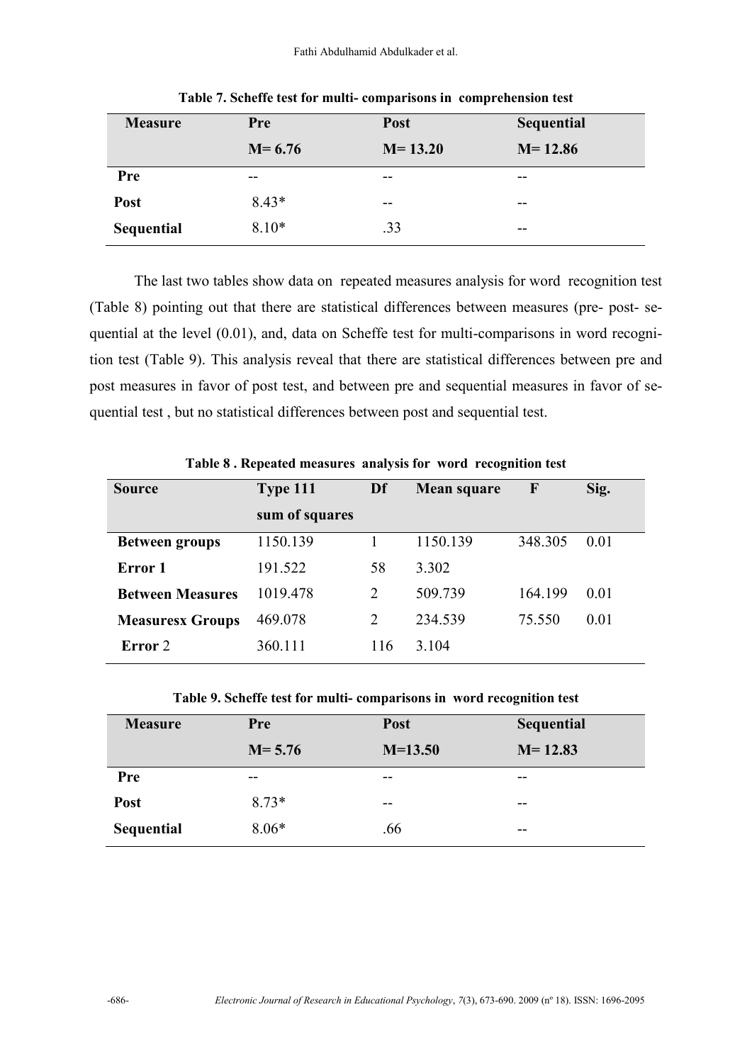**Table 7. Scheffe test for multi- comparisons in comprehension test**

| Measure | Pre<br>M= 6.76 | Post<br>M= 13.20 | Sequential<br>M= 12.86 |
|---|---|---|---|
| Pre | -- | -- | -- |
| Post | 8.43* | -- | -- |
| Sequential | 8.10* | .33 | -- |

The last two tables show data on repeated measures analysis for word recognition test (Table 8) pointing out that there are statistical differences between measures (pre- post- sequential at the level (0.01), and, data on Scheffe test for multi-comparisons in word recognition test (Table 9). This analysis reveal that there are statistical differences between pre and post measures in favor of post test, and between pre and sequential measures in favor of sequential test , but no statistical differences between post and sequential test.

**Table 8 . Repeated measures analysis for word recognition test**

| Source | Type 111 sum of squares | Df | Mean square | F | Sig. |
|---|---|---|---|---|---|
| **Between groups** | 1150.139 | 1 | 1150.139 | 348.305 | 0.01 |
| **Error 1** | 191.522 | 58 | 3.302 | | |
| **Between Measures** | 1019.478 | 2 | 509.739 | 164.199 | 0.01 |
| **Measuresx Groups** | 469.078 | 2 | 234.539 | 75.550 | 0.01 |
| **Error** 2 | 360.111 | 116 | 3.104 | | |

**Table 9. Scheffe test for multi- comparisons in word recognition test**

| Measure | Pre<br>M= 5.76 | Post<br>M=13.50 | Sequential<br>M= 12.83 |
|---|---|---|---|
| Pre | -- | -- | -- |
| Post | 8.73* | -- | -- |
| Sequential | 8.06* | .66 | -- |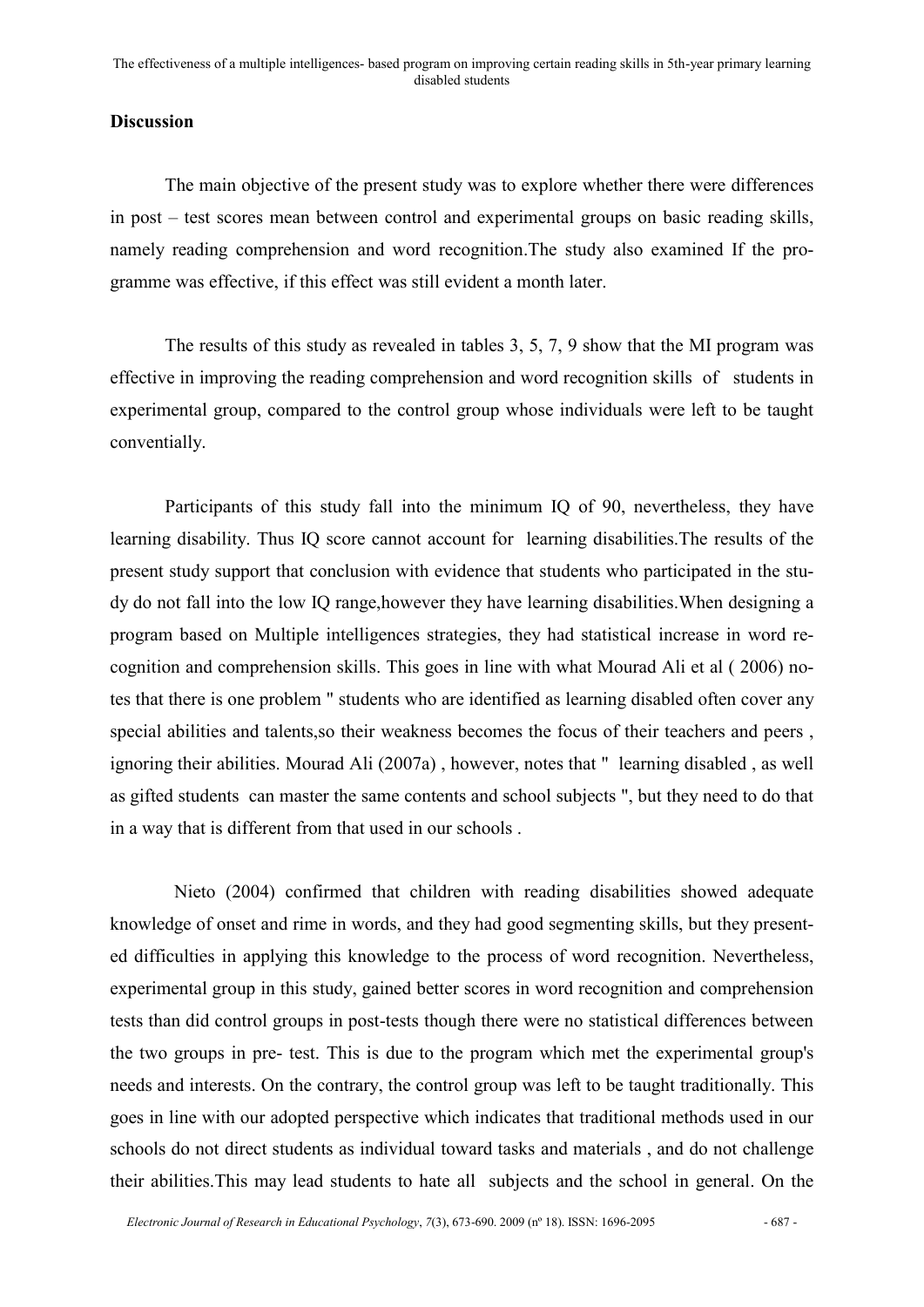**Discussion**

The main objective of the present study was to explore whether there were differences in post – test scores mean between control and experimental groups on basic reading skills, namely reading comprehension and word recognition.The study also examined If the programme was effective, if this effect was still evident a month later.

The results of this study as revealed in tables 3, 5, 7, 9 show that the MI program was effective in improving the reading comprehension and word recognition skills of students in experimental group, compared to the control group whose individuals were left to be taught conventially.

Participants of this study fall into the minimum IQ of 90, nevertheless, they have learning disability. Thus IQ score cannot account for learning disabilities.The results of the present study support that conclusion with evidence that students who participated in the study do not fall into the low IQ range,however they have learning disabilities.When designing a program based on Multiple intelligences strategies, they had statistical increase in word recognition and comprehension skills. This goes in line with what Mourad Ali et al ( 2006) notes that there is one problem " students who are identified as learning disabled often cover any special abilities and talents,so their weakness becomes the focus of their teachers and peers , ignoring their abilities. Mourad Ali (2007a) , however, notes that " learning disabled , as well as gifted students can master the same contents and school subjects ", but they need to do that in a way that is different from that used in our schools .

Nieto (2004) confirmed that children with reading disabilities showed adequate knowledge of onset and rime in words, and they had good segmenting skills, but they presented difficulties in applying this knowledge to the process of word recognition. Nevertheless, experimental group in this study, gained better scores in word recognition and comprehension tests than did control groups in post-tests though there were no statistical differences between the two groups in pre- test. This is due to the program which met the experimental group's needs and interests. On the contrary, the control group was left to be taught traditionally. This goes in line with our adopted perspective which indicates that traditional methods used in our schools do not direct students as individual toward tasks and materials , and do not challenge their abilities.This may lead students to hate all subjects and the school in general. On the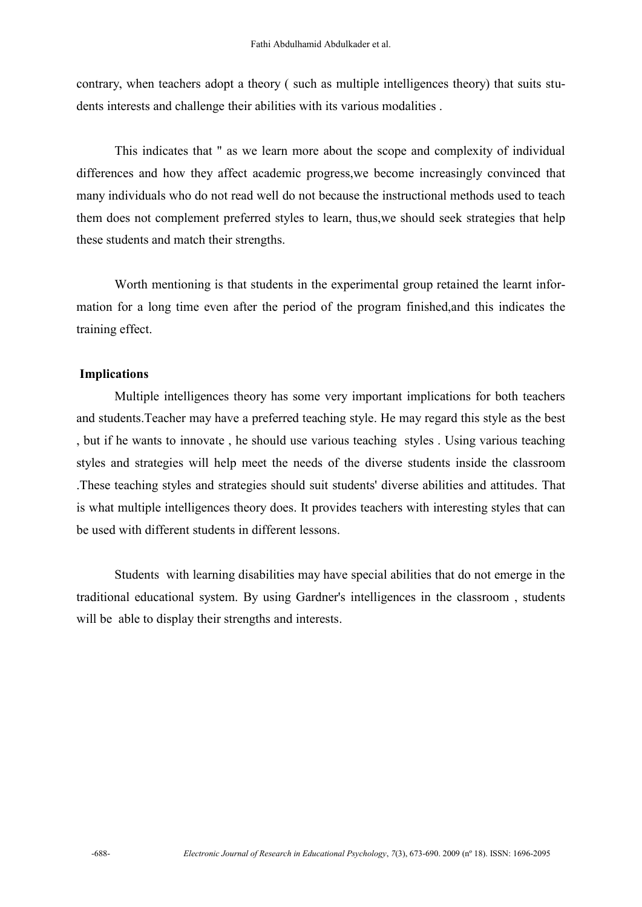contrary, when teachers adopt a theory ( such as multiple intelligences theory) that suits students interests and challenge their abilities with its various modalities .

This indicates that " as we learn more about the scope and complexity of individual differences and how they affect academic progress,we become increasingly convinced that many individuals who do not read well do not because the instructional methods used to teach them does not complement preferred styles to learn, thus,we should seek strategies that help these students and match their strengths.

Worth mentioning is that students in the experimental group retained the learnt information for a long time even after the period of the program finished,and this indicates the training effect.

## Implications

Multiple intelligences theory has some very important implications for both teachers and students.Teacher may have a preferred teaching style. He may regard this style as the best , but if he wants to innovate , he should use various teaching styles . Using various teaching styles and strategies will help meet the needs of the diverse students inside the classroom .These teaching styles and strategies should suit students' diverse abilities and attitudes. That is what multiple intelligences theory does. It provides teachers with interesting styles that can be used with different students in different lessons.

Students with learning disabilities may have special abilities that do not emerge in the traditional educational system. By using Gardner's intelligences in the classroom , students will be able to display their strengths and interests.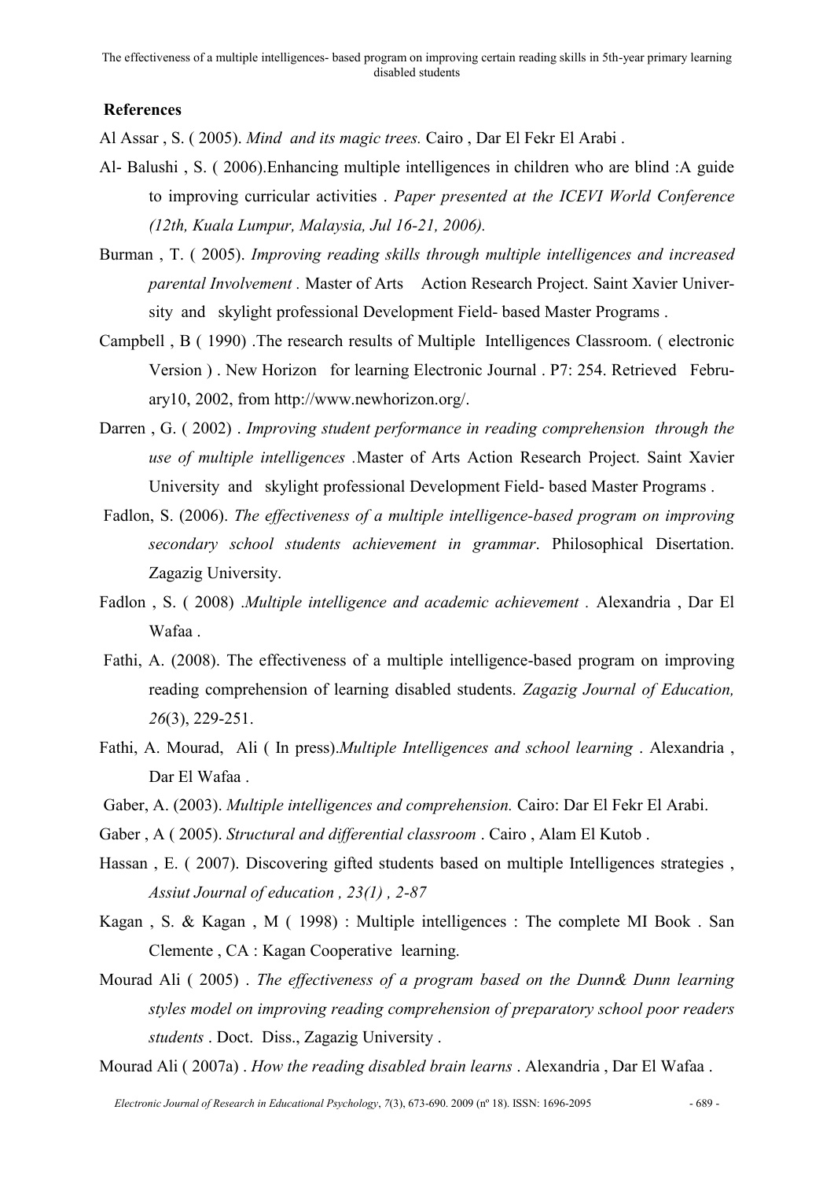## References

Al Assar , S. ( 2005). *Mind and its magic trees.* Cairo , Dar El Fekr El Arabi .

Al- Balushi , S. ( 2006).Enhancing multiple intelligences in children who are blind :A guide to improving curricular activities . *Paper presented at the ICEVI World Conference (12th, Kuala Lumpur, Malaysia, Jul 16-21, 2006).*

Burman , T. ( 2005). *Improving reading skills through multiple intelligences and increased parental Involvement .* Master of Arts Action Research Project. Saint Xavier University and skylight professional Development Field- based Master Programs .

Campbell , B ( 1990) .The research results of Multiple Intelligences Classroom. ( electronic Version ) . New Horizon for learning Electronic Journal . P7: 254. Retrieved February10, 2002, from http://www.newhorizon.org/.

Darren , G. ( 2002) . *Improving student performance in reading comprehension through the use of multiple intelligences* .Master of Arts Action Research Project. Saint Xavier University and skylight professional Development Field- based Master Programs .

Fadlon, S. (2006). *The effectiveness of a multiple intelligence-based program on improving secondary school students achievement in grammar*. Philosophical Disertation. Zagazig University.

Fadlon , S. ( 2008) .*Multiple intelligence and academic achievement* . Alexandria , Dar El Wafaa .

Fathi, A. (2008). The effectiveness of a multiple intelligence-based program on improving reading comprehension of learning disabled students. *Zagazig Journal of Education, 26*(3), 229-251.

Fathi, A. Mourad, Ali ( In press).*Multiple Intelligences and school learning* . Alexandria , Dar El Wafaa .

Gaber, A. (2003). *Multiple intelligences and comprehension.* Cairo: Dar El Fekr El Arabi.

Gaber , A ( 2005). *Structural and differential classroom* . Cairo , Alam El Kutob .

Hassan , E. ( 2007). Discovering gifted students based on multiple Intelligences strategies , *Assiut Journal of education , 23(1) , 2-87*

Kagan , S. & Kagan , M ( 1998) : Multiple intelligences : The complete MI Book . San Clemente , CA : Kagan Cooperative learning.

Mourad Ali ( 2005) . *The effectiveness of a program based on the Dunn& Dunn learning styles model on improving reading comprehension of preparatory school poor readers students* . Doct. Diss., Zagazig University .

Mourad Ali ( 2007a) . *How the reading disabled brain learns* . Alexandria , Dar El Wafaa .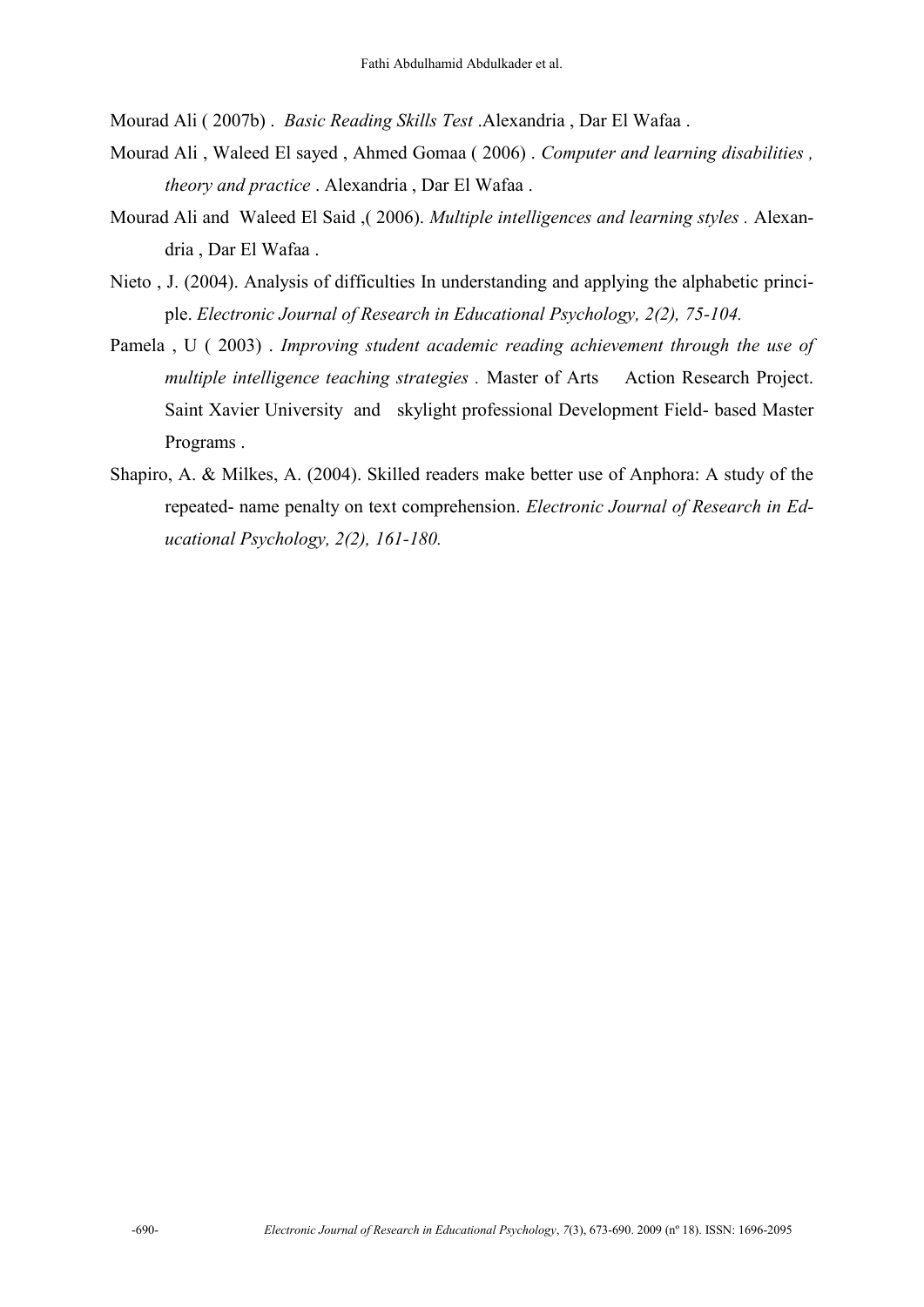Mourad Ali ( 2007b) . *Basic Reading Skills Test* .Alexandria , Dar El Wafaa .

Mourad Ali , Waleed El sayed , Ahmed Gomaa ( 2006) . *Computer and learning disabilities , theory and practice* . Alexandria , Dar El Wafaa .

Mourad Ali and Waleed El Said ,( 2006). *Multiple intelligences and learning styles* . Alexandria , Dar El Wafaa .

Nieto , J. (2004). Analysis of difficulties In understanding and applying the alphabetic principle. *Electronic Journal of Research in Educational Psychology, 2(2), 75-104.*

Pamela , U ( 2003) . *Improving student academic reading achievement through the use of multiple intelligence teaching strategies* . Master of Arts Action Research Project. Saint Xavier University and skylight professional Development Field- based Master Programs .

Shapiro, A. & Milkes, A. (2004). Skilled readers make better use of Anphora: A study of the repeated- name penalty on text comprehension. *Electronic Journal of Research in Educational Psychology, 2(2), 161-180.*